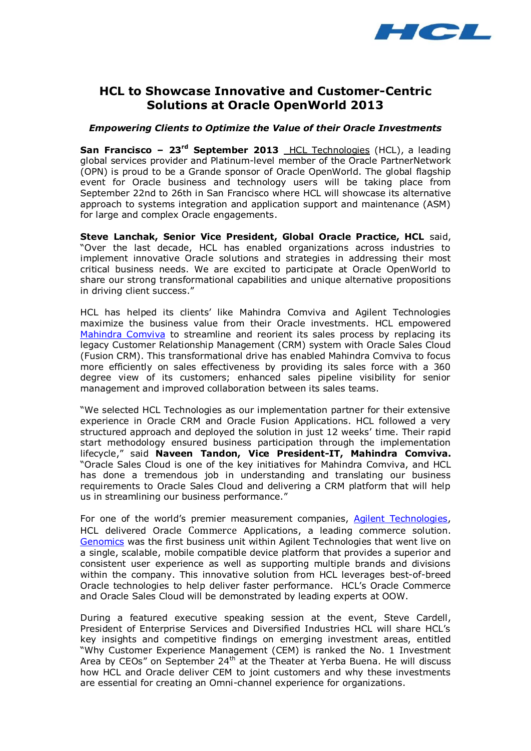# HCL to Showcase Innovative and Customer-Centric Solutions at Oracle OpenWorld 2013

***Empowering Clients to Optimize the Value of their Oracle Investments***

**San Francisco – 23rd September 2013** HCL Technologies (HCL), a leading global services provider and Platinum-level member of the Oracle PartnerNetwork (OPN) is proud to be a Grande sponsor of Oracle OpenWorld. The global flagship event for Oracle business and technology users will be taking place from September 22nd to 26th in San Francisco where HCL will showcase its alternative approach to systems integration and application support and maintenance (ASM) for large and complex Oracle engagements.

**Steve Lanchak, Senior Vice President, Global Oracle Practice, HCL** said, "Over the last decade, HCL has enabled organizations across industries to implement innovative Oracle solutions and strategies in addressing their most critical business needs. We are excited to participate at Oracle OpenWorld to share our strong transformational capabilities and unique alternative propositions in driving client success."

HCL has helped its clients' like Mahindra Comviva and Agilent Technologies maximize the business value from their Oracle investments. HCL empowered Mahindra Comviva to streamline and reorient its sales process by replacing its legacy Customer Relationship Management (CRM) system with Oracle Sales Cloud (Fusion CRM). This transformational drive has enabled Mahindra Comviva to focus more efficiently on sales effectiveness by providing its sales force with a 360 degree view of its customers; enhanced sales pipeline visibility for senior management and improved collaboration between its sales teams.

"We selected HCL Technologies as our implementation partner for their extensive experience in Oracle CRM and Oracle Fusion Applications. HCL followed a very structured approach and deployed the solution in just 12 weeks' time. Their rapid start methodology ensured business participation through the implementation lifecycle," said **Naveen Tandon, Vice President-IT, Mahindra Comviva.** "Oracle Sales Cloud is one of the key initiatives for Mahindra Comviva, and HCL has done a tremendous job in understanding and translating our business requirements to Oracle Sales Cloud and delivering a CRM platform that will help us in streamlining our business performance."

For one of the world's premier measurement companies, Agilent Technologies, HCL delivered Oracle Commerce Applications, a leading commerce solution. Genomics was the first business unit within Agilent Technologies that went live on a single, scalable, mobile compatible device platform that provides a superior and consistent user experience as well as supporting multiple brands and divisions within the company. This innovative solution from HCL leverages best-of-breed Oracle technologies to help deliver faster performance. HCL's Oracle Commerce and Oracle Sales Cloud will be demonstrated by leading experts at OOW.

During a featured executive speaking session at the event, Steve Cardell, President of Enterprise Services and Diversified Industries HCL will share HCL's key insights and competitive findings on emerging investment areas, entitled "Why Customer Experience Management (CEM) is ranked the No. 1 Investment Area by CEOs" on September 24th at the Theater at Yerba Buena. He will discuss how HCL and Oracle deliver CEM to joint customers and why these investments are essential for creating an Omni-channel experience for organizations.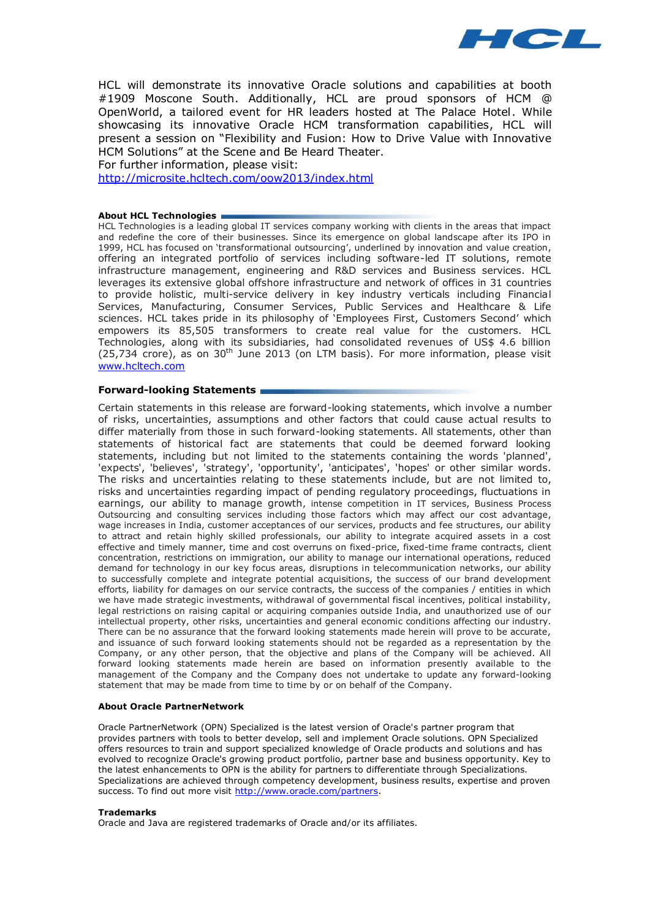HCL will demonstrate its innovative Oracle solutions and capabilities at booth #1909 Moscone South. Additionally, HCL are proud sponsors of HCM @ OpenWorld, a tailored event for HR leaders hosted at The Palace Hotel. While showcasing its innovative Oracle HCM transformation capabilities, HCL will present a session on "Flexibility and Fusion: How to Drive Value with Innovative HCM Solutions" at the Scene and Be Heard Theater.
For further information, please visit:
http://microsite.hcltech.com/oow2013/index.html

**About HCL Technologies**

HCL Technologies is a leading global IT services company working with clients in the areas that impact and redefine the core of their businesses. Since its emergence on global landscape after its IPO in 1999, HCL has focused on 'transformational outsourcing', underlined by innovation and value creation, offering an integrated portfolio of services including software-led IT solutions, remote infrastructure management, engineering and R&D services and Business services. HCL leverages its extensive global offshore infrastructure and network of offices in 31 countries to provide holistic, multi-service delivery in key industry verticals including Financial Services, Manufacturing, Consumer Services, Public Services and Healthcare & Life sciences. HCL takes pride in its philosophy of 'Employees First, Customers Second' which empowers its 85,505 transformers to create real value for the customers. HCL Technologies, along with its subsidiaries, had consolidated revenues of US$ 4.6 billion (25,734 crore), as on 30th June 2013 (on LTM basis). For more information, please visit www.hcltech.com

**Forward-looking Statements**

Certain statements in this release are forward-looking statements, which involve a number of risks, uncertainties, assumptions and other factors that could cause actual results to differ materially from those in such forward-looking statements. All statements, other than statements of historical fact are statements that could be deemed forward looking statements, including but not limited to the statements containing the words 'planned', 'expects', 'believes', 'strategy', 'opportunity', 'anticipates', 'hopes' or other similar words. The risks and uncertainties relating to these statements include, but are not limited to, risks and uncertainties regarding impact of pending regulatory proceedings, fluctuations in earnings, our ability to manage growth, intense competition in IT services, Business Process Outsourcing and consulting services including those factors which may affect our cost advantage, wage increases in India, customer acceptances of our services, products and fee structures, our ability to attract and retain highly skilled professionals, our ability to integrate acquired assets in a cost effective and timely manner, time and cost overruns on fixed-price, fixed-time frame contracts, client concentration, restrictions on immigration, our ability to manage our international operations, reduced demand for technology in our key focus areas, disruptions in telecommunication networks, our ability to successfully complete and integrate potential acquisitions, the success of our brand development efforts, liability for damages on our service contracts, the success of the companies / entities in which we have made strategic investments, withdrawal of governmental fiscal incentives, political instability, legal restrictions on raising capital or acquiring companies outside India, and unauthorized use of our intellectual property, other risks, uncertainties and general economic conditions affecting our industry. There can be no assurance that the forward looking statements made herein will prove to be accurate, and issuance of such forward looking statements should not be regarded as a representation by the Company, or any other person, that the objective and plans of the Company will be achieved. All forward looking statements made herein are based on information presently available to the management of the Company and the Company does not undertake to update any forward-looking statement that may be made from time to time by or on behalf of the Company.

**About Oracle PartnerNetwork**

Oracle PartnerNetwork (OPN) Specialized is the latest version of Oracle's partner program that provides partners with tools to better develop, sell and implement Oracle solutions. OPN Specialized offers resources to train and support specialized knowledge of Oracle products and solutions and has evolved to recognize Oracle's growing product portfolio, partner base and business opportunity. Key to the latest enhancements to OPN is the ability for partners to differentiate through Specializations. Specializations are achieved through competency development, business results, expertise and proven success. To find out more visit http://www.oracle.com/partners.

**Trademarks**

Oracle and Java are registered trademarks of Oracle and/or its affiliates.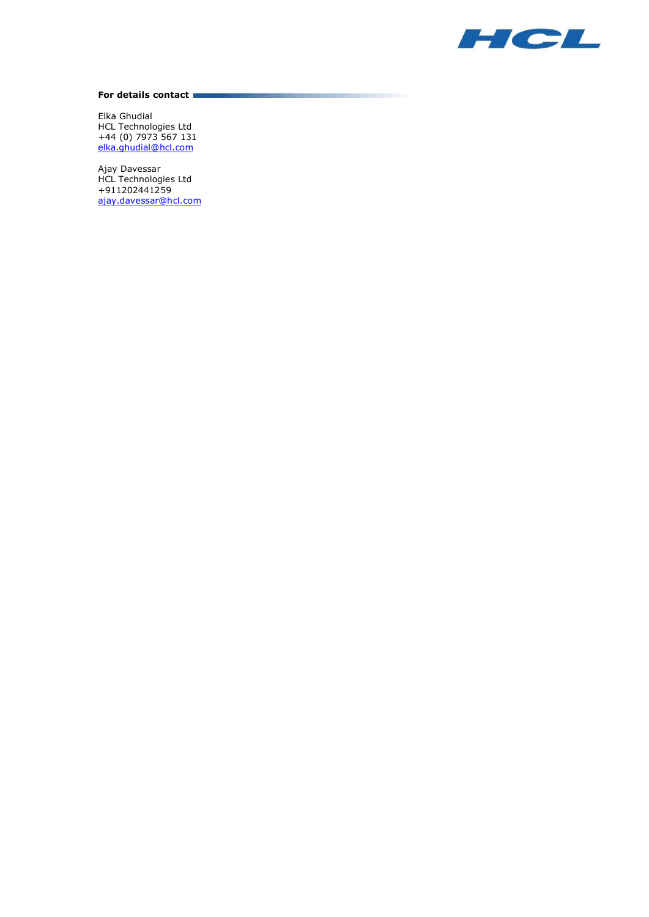**For details contact**

Elka Ghudial
HCL Technologies Ltd
+44 (0) 7973 567 131
elka.ghudial@hcl.com

Ajay Davessar
HCL Technologies Ltd
+911202441259
ajay.davessar@hcl.com